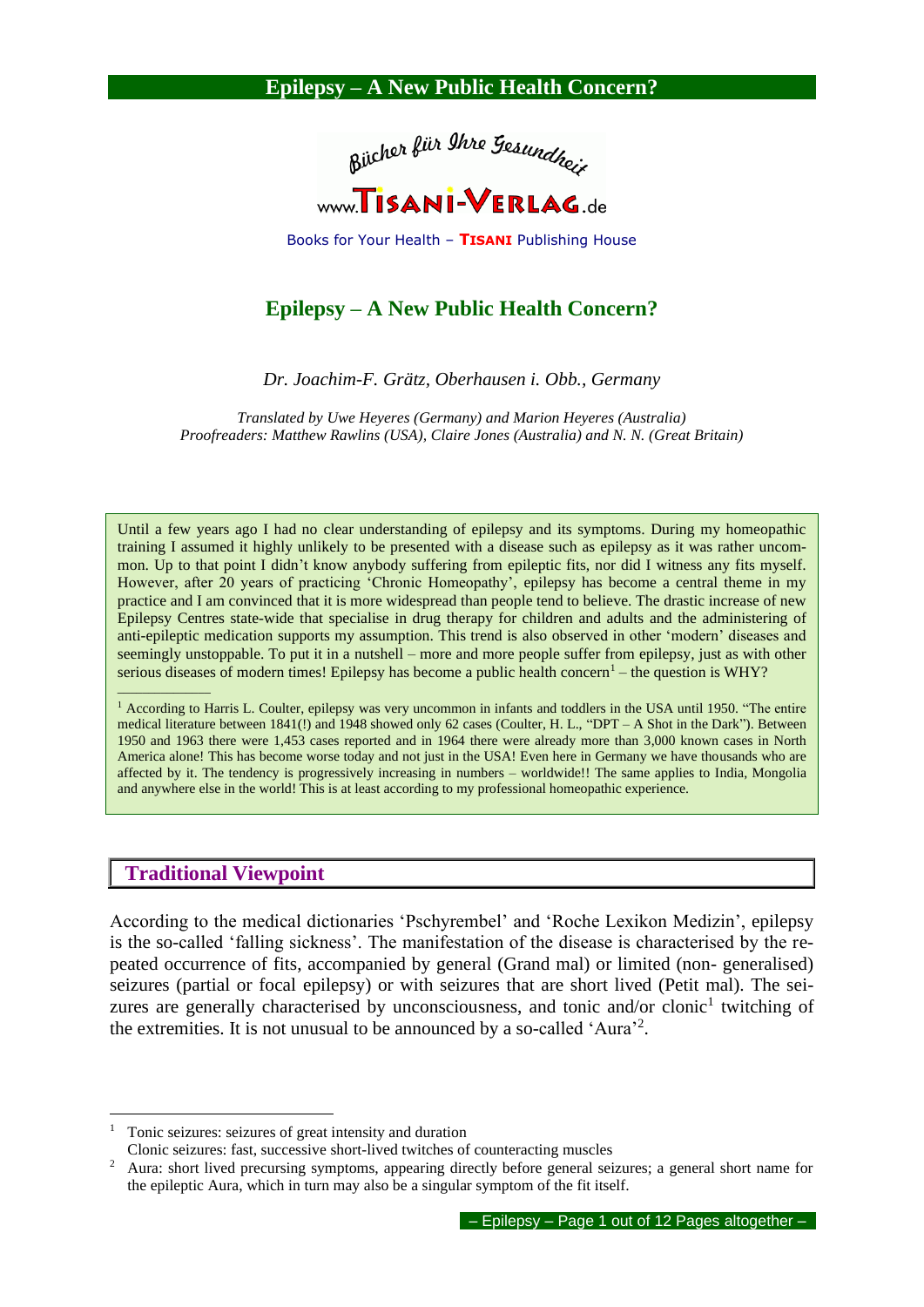Bücher für Ihre Gesundheit

www.TISANI-VERLAG.de

Books for Your Health – **TISANI** Publishing House

# Epilepsy – A New Public Health Concern?

*Dr. Joachim-F. Grätz, Oberhausen i. Obb., Germany*

*Translated by Uwe Heyeres (Germany) and Marion Heyeres (Australia)*
*Proofreaders: Matthew Rawlins (USA), Claire Jones (Australia) and N. N. (Great Britain)*

Until a few years ago I had no clear understanding of epilepsy and its symptoms. During my homeopathic training I assumed it highly unlikely to be presented with a disease such as epilepsy as it was rather uncommon. Up to that point I didn't know anybody suffering from epileptic fits, nor did I witness any fits myself. However, after 20 years of practicing 'Chronic Homeopathy', epilepsy has become a central theme in my practice and I am convinced that it is more widespread than people tend to believe. The drastic increase of new Epilepsy Centres state-wide that specialise in drug therapy for children and adults and the administering of anti-epileptic medication supports my assumption. This trend is also observed in other 'modern' diseases and seemingly unstoppable. To put it in a nutshell – more and more people suffer from epilepsy, just as with other serious diseases of modern times! Epilepsy has become a public health concern[1] – the question is WHY?

[1] According to Harris L. Coulter, epilepsy was very uncommon in infants and toddlers in the USA until 1950. "The entire medical literature between 1841(!) and 1948 showed only 62 cases (Coulter, H. L., "DPT – A Shot in the Dark"). Between 1950 and 1963 there were 1,453 cases reported and in 1964 there were already more than 3,000 known cases in North America alone! This has become worse today and not just in the USA! Even here in Germany we have thousands who are affected by it. The tendency is progressively increasing in numbers – worldwide!! The same applies to India, Mongolia and anywhere else in the world! This is at least according to my professional homeopathic experience.

## Traditional Viewpoint

According to the medical dictionaries 'Pschyrembel' and 'Roche Lexikon Medizin', epilepsy is the so-called 'falling sickness'. The manifestation of the disease is characterised by the repeated occurrence of fits, accompanied by general (Grand mal) or limited (non- generalised) seizures (partial or focal epilepsy) or with seizures that are short lived (Petit mal). The seizures are generally characterised by unconsciousness, and tonic and/or clonic[1] twitching of the extremities. It is not unusual to be announced by a so-called 'Aura'[2].

---

[1] Tonic seizures: seizures of great intensity and duration
Clonic seizures: fast, successive short-lived twitches of counteracting muscles

[2] Aura: short lived precursing symptoms, appearing directly before general seizures; a general short name for the epileptic Aura, which in turn may also be a singular symptom of the fit itself.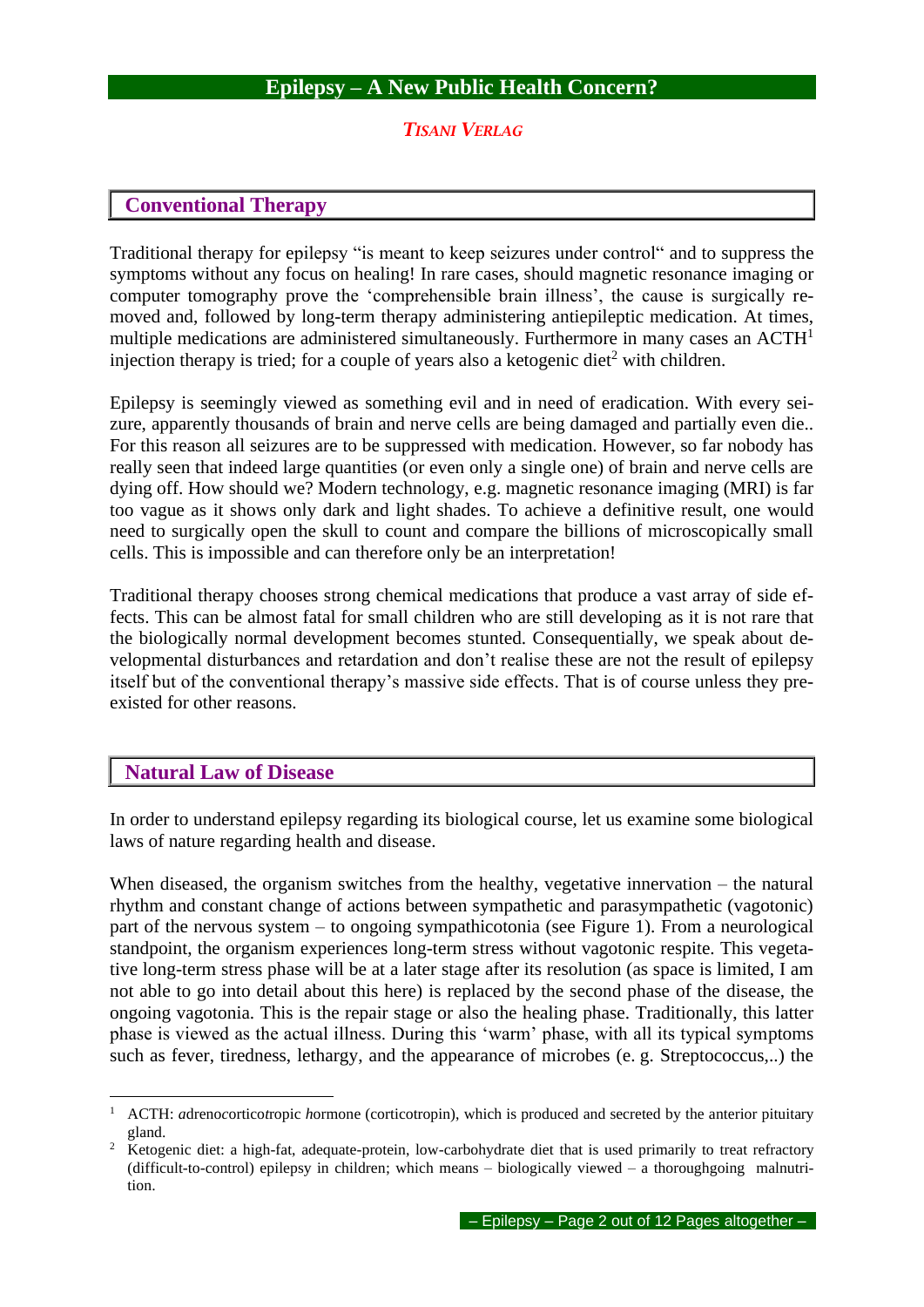## Epilepsy – A New Public Health Concern?

*TISANI VERLAG*

## Conventional Therapy

Traditional therapy for epilepsy "is meant to keep seizures under control" and to suppress the symptoms without any focus on healing! In rare cases, should magnetic resonance imaging or computer tomography prove the 'comprehensible brain illness', the cause is surgically removed and, followed by long-term therapy administering antiepileptic medication. At times, multiple medications are administered simultaneously. Furthermore in many cases an ACTH[1] injection therapy is tried; for a couple of years also a ketogenic diet[2] with children.

Epilepsy is seemingly viewed as something evil and in need of eradication. With every seizure, apparently thousands of brain and nerve cells are being damaged and partially even die.. For this reason all seizures are to be suppressed with medication. However, so far nobody has really seen that indeed large quantities (or even only a single one) of brain and nerve cells are dying off. How should we? Modern technology, e.g. magnetic resonance imaging (MRI) is far too vague as it shows only dark and light shades. To achieve a definitive result, one would need to surgically open the skull to count and compare the billions of microscopically small cells. This is impossible and can therefore only be an interpretation!

Traditional therapy chooses strong chemical medications that produce a vast array of side effects. This can be almost fatal for small children who are still developing as it is not rare that the biologically normal development becomes stunted. Consequentially, we speak about developmental disturbances and retardation and don't realise these are not the result of epilepsy itself but of the conventional therapy's massive side effects. That is of course unless they preexisted for other reasons.

## Natural Law of Disease

In order to understand epilepsy regarding its biological course, let us examine some biological laws of nature regarding health and disease.

When diseased, the organism switches from the healthy, vegetative innervation – the natural rhythm and constant change of actions between sympathetic and parasympathetic (vagotonic) part of the nervous system – to ongoing sympathicotonia (see Figure 1). From a neurological standpoint, the organism experiences long-term stress without vagotonic respite. This vegetative long-term stress phase will be at a later stage after its resolution (as space is limited, I am not able to go into detail about this here) is replaced by the second phase of the disease, the ongoing vagotonia. This is the repair stage or also the healing phase. Traditionally, this latter phase is viewed as the actual illness. During this 'warm' phase, with all its typical symptoms such as fever, tiredness, lethargy, and the appearance of microbes (e. g. Streptococcus,..) the

---

[1] ACTH: *a*dreno*c*ortico*t*ropic *h*ormone (corticotropin), which is produced and secreted by the anterior pituitary gland.

[2] Ketogenic diet: a high-fat, adequate-protein, low-carbohydrate diet that is used primarily to treat refractory (difficult-to-control) epilepsy in children; which means – biologically viewed – a thoroughgoing malnutrition.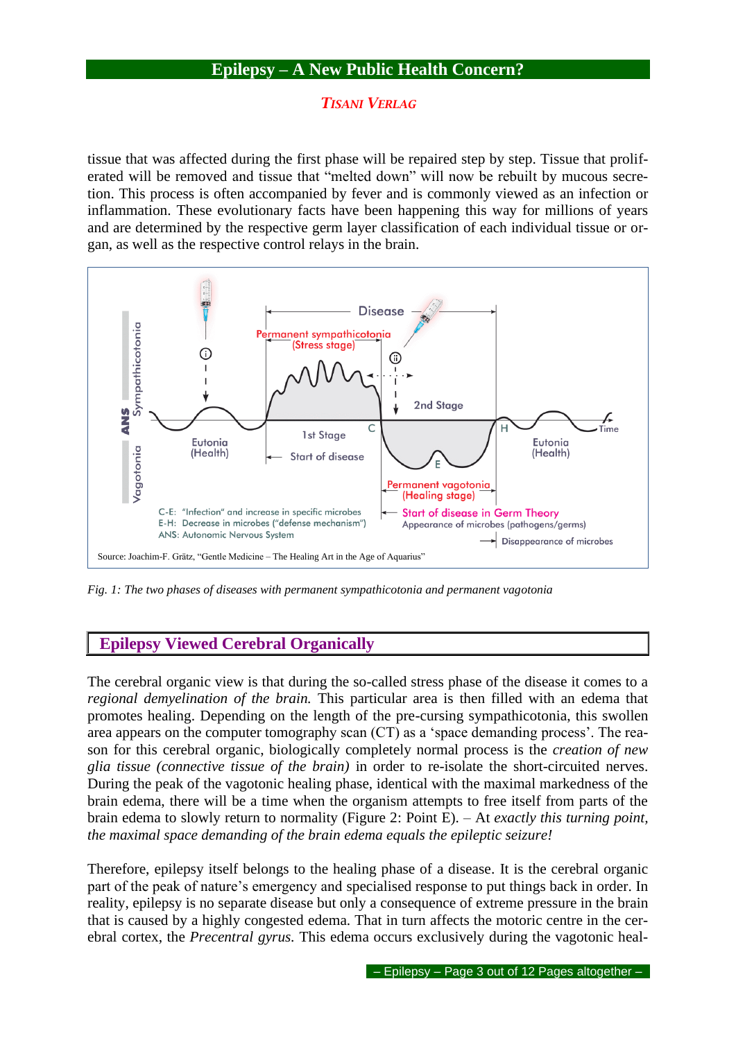tissue that was affected during the first phase will be repaired step by step. Tissue that proliferated will be removed and tissue that "melted down" will now be rebuilt by mucous secretion. This process is often accompanied by fever and is commonly viewed as an infection or inflammation. These evolutionary facts have been happening this way for millions of years and are determined by the respective germ layer classification of each individual tissue or organ, as well as the respective control relays in the brain.

Disease

Permanent sympathicotonia (Stress stage)

ANS Sympathicotonia Vagotonia

Eutonia (Health) — 1st Stage — Start of disease — C — 2nd Stage — E — H — Eutonia (Health) — Time

Permanent vagotonia (Healing stage)

C-E: "Infection" and increase in specific microbes
E-H: Decrease in microbes ("defense mechanism")
ANS: Autonomic Nervous System

Start of disease in Germ Theory
Appearance of microbes (pathogens/germs)
Disappearance of microbes

Source: Joachim-F. Grätz, "Gentle Medicine – The Healing Art in the Age of Aquarius"

*Fig. 1: The two phases of diseases with permanent sympathicotonia and permanent vagotonia*

## Epilepsy Viewed Cerebral Organically

The cerebral organic view is that during the so-called stress phase of the disease it comes to a *regional demyelination of the brain.* This particular area is then filled with an edema that promotes healing. Depending on the length of the pre-cursing sympathicotonia, this swollen area appears on the computer tomography scan (CT) as a 'space demanding process'. The reason for this cerebral organic, biologically completely normal process is the *creation of new glia tissue (connective tissue of the brain)* in order to re-isolate the short-circuited nerves. During the peak of the vagotonic healing phase, identical with the maximal markedness of the brain edema, there will be a time when the organism attempts to free itself from parts of the brain edema to slowly return to normality (Figure 2: Point E). – At *exactly this turning point, the maximal space demanding of the brain edema equals the epileptic seizure!*

Therefore, epilepsy itself belongs to the healing phase of a disease. It is the cerebral organic part of the peak of nature's emergency and specialised response to put things back in order. In reality, epilepsy is no separate disease but only a consequence of extreme pressure in the brain that is caused by a highly congested edema. That in turn affects the motoric centre in the cerebral cortex, the *Precentral gyrus.* This edema occurs exclusively during the vagotonic heal-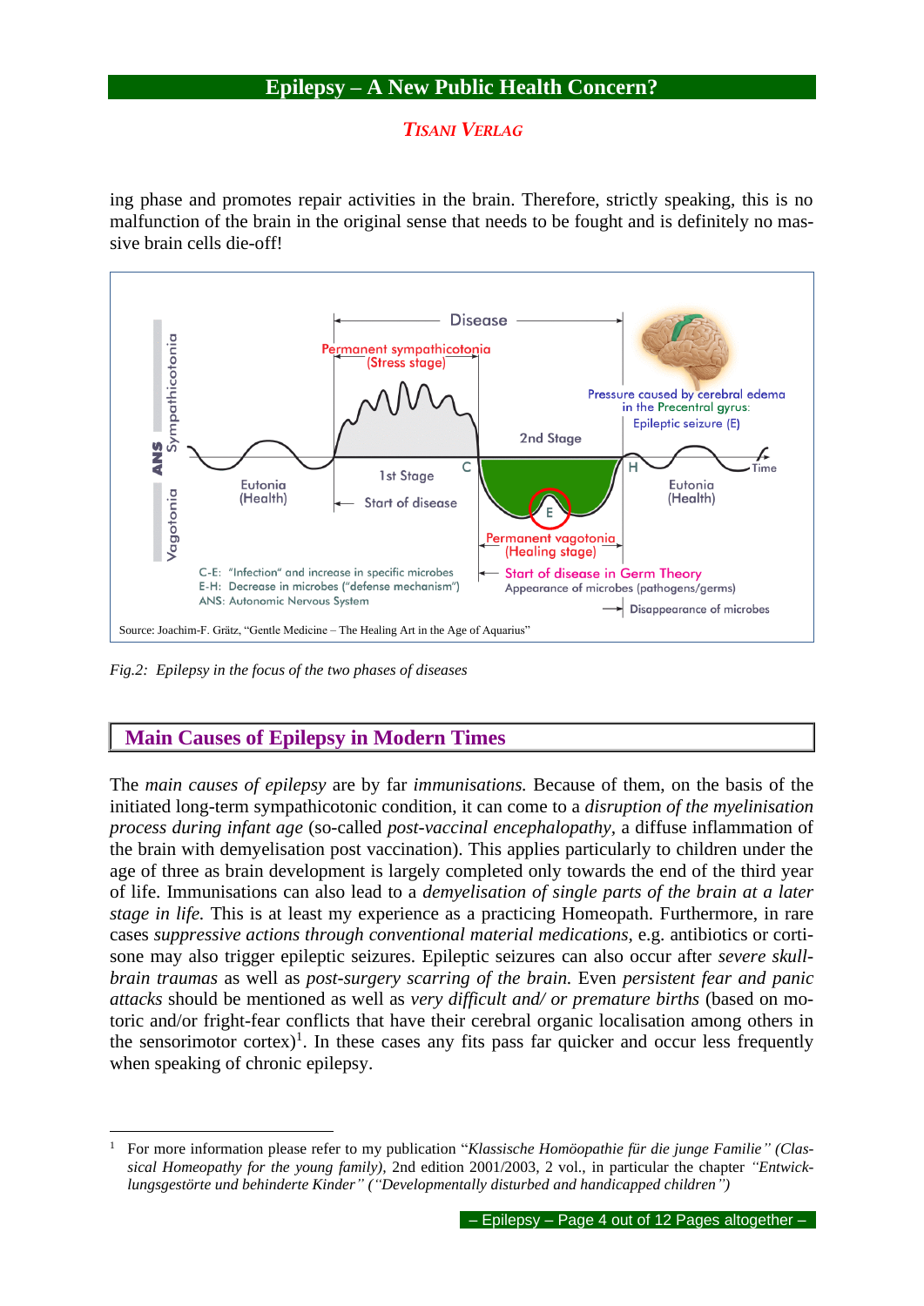ing phase and promotes repair activities in the brain. Therefore, strictly speaking, this is no malfunction of the brain in the original sense that needs to be fought and is definitely no massive brain cells die-off!

Source: Joachim-F. Grätz, "Gentle Medicine – The Healing Art in the Age of Aquarius"

*Fig.2: Epilepsy in the focus of the two phases of diseases*

## Main Causes of Epilepsy in Modern Times

The *main causes of epilepsy* are by far *immunisations.* Because of them, on the basis of the initiated long-term sympathicotonic condition, it can come to a *disruption of the myelinisation process during infant age* (so-called *post-vaccinal encephalopathy*, a diffuse inflammation of the brain with demyelisation post vaccination). This applies particularly to children under the age of three as brain development is largely completed only towards the end of the third year of life. Immunisations can also lead to a *demyelisation of single parts of the brain at a later stage in life.* This is at least my experience as a practicing Homeopath. Furthermore, in rare cases *suppressive actions through conventional material medications*, e.g. antibiotics or cortisone may also trigger epileptic seizures. Epileptic seizures can also occur after *severe skull-brain traumas* as well as *post-surgery scarring of the brain*. Even *persistent fear and panic attacks* should be mentioned as well as *very difficult and/ or premature births* (based on motoric and/or fright-fear conflicts that have their cerebral organic localisation among others in the sensorimotor cortex)[1]. In these cases any fits pass far quicker and occur less frequently when speaking of chronic epilepsy.

---

[1] For more information please refer to my publication "*Klassische Homöopathie für die junge Familie" (Classical Homeopathy for the young family),* 2nd edition 2001/2003, 2 vol., in particular the chapter *"Entwicklungsgestörte und behinderte Kinder" ("Developmentally disturbed and handicapped children")*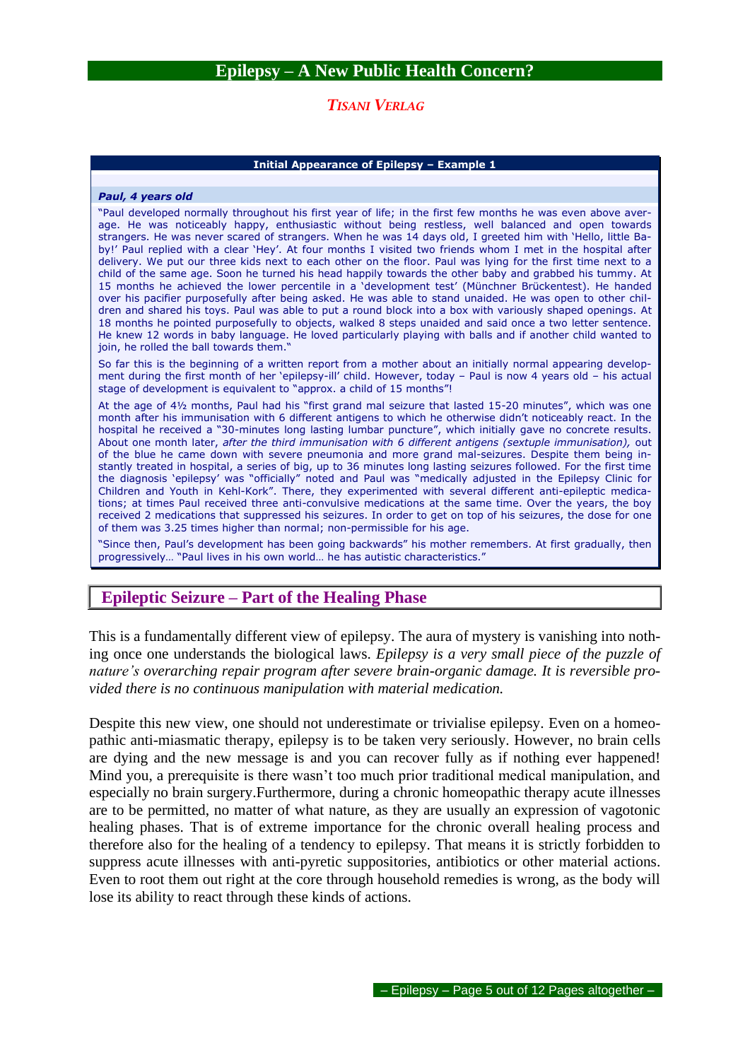# Epilepsy – A New Public Health Concern?

***TISANI VERLAG***

**Initial Appearance of Epilepsy – Example 1**

***Paul, 4 years old***

"Paul developed normally throughout his first year of life; in the first few months he was even above average. He was noticeably happy, enthusiastic without being restless, well balanced and open towards strangers. He was never scared of strangers. When he was 14 days old, I greeted him with 'Hello, little Baby!' Paul replied with a clear 'Hey'. At four months I visited two friends whom I met in the hospital after delivery. We put our three kids next to each other on the floor. Paul was lying for the first time next to a child of the same age. Soon he turned his head happily towards the other baby and grabbed his tummy. At 15 months he achieved the lower percentile in a 'development test' (Münchner Brückentest). He handed over his pacifier purposefully after being asked. He was able to stand unaided. He was open to other children and shared his toys. Paul was able to put a round block into a box with variously shaped openings. At 18 months he pointed purposefully to objects, walked 8 steps unaided and said once a two letter sentence. He knew 12 words in baby language. He loved particularly playing with balls and if another child wanted to join, he rolled the ball towards them."

So far this is the beginning of a written report from a mother about an initially normal appearing development during the first month of her 'epilepsy-ill' child. However, today – Paul is now 4 years old – his actual stage of development is equivalent to "approx. a child of 15 months"!

At the age of 4½ months, Paul had his "first grand mal seizure that lasted 15-20 minutes", which was one month after his immunisation with 6 different antigens to which he otherwise didn't noticeably react. In the hospital he received a "30-minutes long lasting lumbar puncture", which initially gave no concrete results. About one month later, *after the third immunisation with 6 different antigens (sextuple immunisation),* out of the blue he came down with severe pneumonia and more grand mal-seizures. Despite them being instantly treated in hospital, a series of big, up to 36 minutes long lasting seizures followed. For the first time the diagnosis 'epilepsy' was "officially" noted and Paul was "medically adjusted in the Epilepsy Clinic for Children and Youth in Kehl-Kork". There, they experimented with several different anti-epileptic medications; at times Paul received three anti-convulsive medications at the same time. Over the years, the boy received 2 medications that suppressed his seizures. In order to get on top of his seizures, the dose for one of them was 3.25 times higher than normal; non-permissible for his age.

"Since then, Paul's development has been going backwards" his mother remembers. At first gradually, then progressively… "Paul lives in his own world… he has autistic characteristics."

## Epileptic Seizure – Part of the Healing Phase

This is a fundamentally different view of epilepsy. The aura of mystery is vanishing into nothing once one understands the biological laws. *Epilepsy is a very small piece of the puzzle of nature's overarching repair program after severe brain-organic damage. It is reversible provided there is no continuous manipulation with material medication.*

Despite this new view, one should not underestimate or trivialise epilepsy. Even on a homeopathic anti-miasmatic therapy, epilepsy is to be taken very seriously. However, no brain cells are dying and the new message is and you can recover fully as if nothing ever happened! Mind you, a prerequisite is there wasn't too much prior traditional medical manipulation, and especially no brain surgery.Furthermore, during a chronic homeopathic therapy acute illnesses are to be permitted, no matter of what nature, as they are usually an expression of vagotonic healing phases. That is of extreme importance for the chronic overall healing process and therefore also for the healing of a tendency to epilepsy. That means it is strictly forbidden to suppress acute illnesses with anti-pyretic suppositories, antibiotics or other material actions. Even to root them out right at the core through household remedies is wrong, as the body will lose its ability to react through these kinds of actions.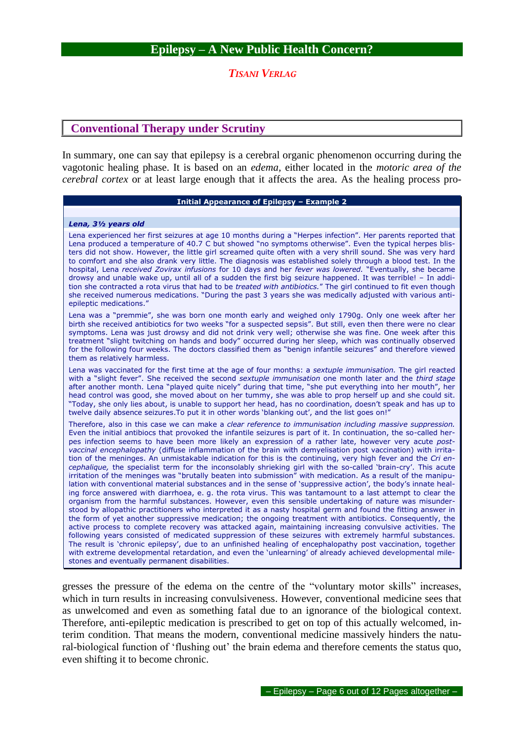# Epilepsy – A New Public Health Concern?

*TISANI VERLAG*

## Conventional Therapy under Scrutiny

In summary, one can say that epilepsy is a cerebral organic phenomenon occurring during the vagotonic healing phase. It is based on an *edema*, either located in the *motoric area of the cerebral cortex* or at least large enough that it affects the area. As the healing process progresses the pressure of the edema on the centre of the "voluntary motor skills" increases, which in turn results in increasing convulsiveness. However, conventional medicine sees that as unwelcomed and even as something fatal due to an ignorance of the biological context. Therefore, anti-epileptic medication is prescribed to get on top of this actually welcomed, interim condition. That means the modern, conventional medicine massively hinders the natural-biological function of 'flushing out' the brain edema and therefore cements the status quo, even shifting it to become chronic.

---

**Initial Appearance of Epilepsy – Example 2**

***Lena, 3½ years old***

Lena experienced her first seizures at age 10 months during a "Herpes infection". Her parents reported that Lena produced a temperature of 40.7 C but showed "no symptoms otherwise". Even the typical herpes blisters did not show. However, the little girl screamed quite often with a very shrill sound. She was very hard to comfort and she also drank very little. The diagnosis was established solely through a blood test. In the hospital, Lena *received Zovirax infusions* for 10 days and her *fever was lowered.* "Eventually, she became drowsy and unable wake up, until all of a sudden the first big seizure happened. It was terrible! – In addition she contracted a rota virus that had to be *treated with antibiotics.*" The girl continued to fit even though she received numerous medications. "During the past 3 years she was medically adjusted with various anti-epileptic medications."

Lena was a "premmie", she was born one month early and weighed only 1790g. Only one week after her birth she received antibiotics for two weeks "for a suspected sepsis". But still, even then there were no clear symptoms. Lena was just drowsy and did not drink very well; otherwise she was fine. One week after this treatment "slight twitching on hands and body" occurred during her sleep, which was continually observed for the following four weeks. The doctors classified them as "benign infantile seizures" and therefore viewed them as relatively harmless.

Lena was vaccinated for the first time at the age of four months: a *sextuple immunisation.* The girl reacted with a "slight fever". She received the second *sextuple immunisation* one month later and the *third stage* after another month. Lena "played quite nicely" during that time, "she put everything into her mouth", her head control was good, she moved about on her tummy, she was able to prop herself up and she could sit. "Today, she only lies about, is unable to support her head, has no coordination, doesn't speak and has up to twelve daily absence seizures.To put it in other words 'blanking out', and the list goes on!"

Therefore, also in this case we can make a *clear reference to immunisation including massive suppression.* Even the initial antibiocs that provoked the infantile seizures is part of it. In continuation, the so-called herpes infection seems to have been more likely an expression of a rather late, however very acute *post-vaccinal encephalopathy* (diffuse inflammation of the brain with demyelisation post vaccination) with irritation of the meninges. An unmistakable indication for this is the continuing, very high fever and the *Cri encephalique,* the specialist term for the inconsolably shrieking girl with the so-called 'brain-cry'. This acute irritation of the meninges was "brutally beaten into submission" with medication. As a result of the manipulation with conventional material substances and in the sense of 'suppressive action', the body's innate healing force answered with diarrhoea, e. g. the rota virus. This was tantamount to a last attempt to clear the organism from the harmful substances. However, even this sensible undertaking of nature was misunderstood by allopathic practitioners who interpreted it as a nasty hospital germ and found the fitting answer in the form of yet another suppressive medication; the ongoing treatment with antibiotics. Consequently, the active process to complete recovery was attacked again, maintaining increasing convulsive activities. The following years consisted of medicated suppression of these seizures with extremely harmful substances. The result is 'chronic epilepsy', due to an unfinished healing of encephalopathy post vaccination, together with extreme developmental retardation, and even the 'unlearning' of already achieved developmental milestones and eventually permanent disabilities.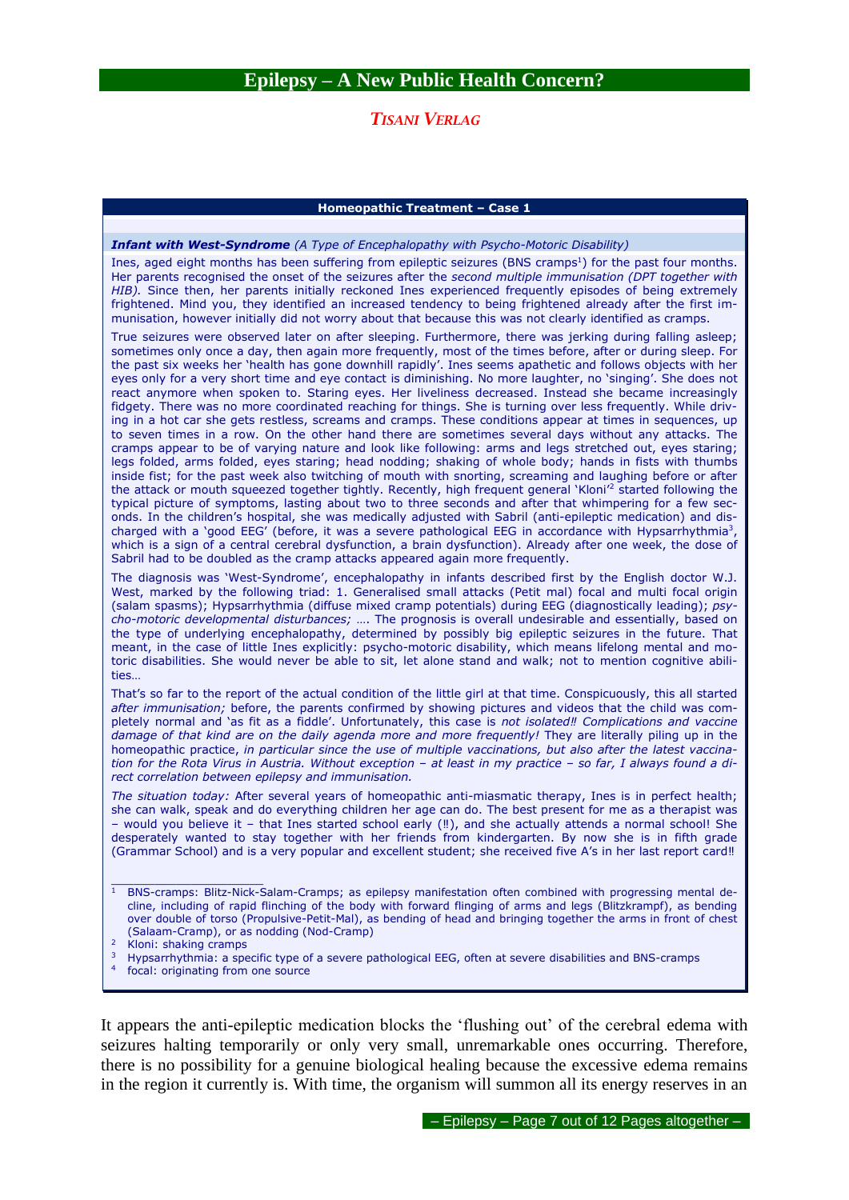## Homeopathic Treatment – Case 1

***Infant with West-Syndrome*** *(A Type of Encephalopathy with Psycho-Motoric Disability)*

Ines, aged eight months has been suffering from epileptic seizures (BNS cramps[1]) for the past four months. Her parents recognised the onset of the seizures after the *second multiple immunisation (DPT together with HIB).* Since then, her parents initially reckoned Ines experienced frequently episodes of being extremely frightened. Mind you, they identified an increased tendency to being frightened already after the first immunisation, however initially did not worry about that because this was not clearly identified as cramps.

True seizures were observed later on after sleeping. Furthermore, there was jerking during falling asleep; sometimes only once a day, then again more frequently, most of the times before, after or during sleep. For the past six weeks her 'health has gone downhill rapidly'. Ines seems apathetic and follows objects with her eyes only for a very short time and eye contact is diminishing. No more laughter, no 'singing'. She does not react anymore when spoken to. Staring eyes. Her liveliness decreased. Instead she became increasingly fidgety. There was no more coordinated reaching for things. She is turning over less frequently. While driving in a hot car she gets restless, screams and cramps. These conditions appear at times in sequences, up to seven times in a row. On the other hand there are sometimes several days without any attacks. The cramps appear to be of varying nature and look like following: arms and legs stretched out, eyes staring; legs folded, arms folded, eyes staring; head nodding; shaking of whole body; hands in fists with thumbs inside fist; for the past week also twitching of mouth with snorting, screaming and laughing before or after the attack or mouth squeezed together tightly. Recently, high frequent general 'Kloni'[2] started following the typical picture of symptoms, lasting about two to three seconds and after that whimpering for a few seconds. In the children's hospital, she was medically adjusted with Sabril (anti-epileptic medication) and discharged with a 'good EEG' (before, it was a severe pathological EEG in accordance with Hypsarrhythmia[3], which is a sign of a central cerebral dysfunction, a brain dysfunction). Already after one week, the dose of Sabril had to be doubled as the cramp attacks appeared again more frequently.

The diagnosis was 'West-Syndrome', encephalopathy in infants described first by the English doctor W.J. West, marked by the following triad: 1. Generalised small attacks (Petit mal) focal and multi focal origin (salam spasms); Hypsarrhythmia (diffuse mixed cramp potentials) during EEG (diagnostically leading); *psycho-motoric developmental disturbances;* …. The prognosis is overall undesirable and essentially, based on the type of underlying encephalopathy, determined by possibly big epileptic seizures in the future. That meant, in the case of little Ines explicitly: psycho-motoric disability, which means lifelong mental and motoric disabilities. She would never be able to sit, let alone stand and walk; not to mention cognitive abilities…

That's so far to the report of the actual condition of the little girl at that time. Conspicuously, this all started *after immunisation;* before, the parents confirmed by showing pictures and videos that the child was completely normal and 'as fit as a fiddle'. Unfortunately, this case is *not isolated‼ Complications and vaccine damage of that kind are on the daily agenda more and more frequently!* They are literally piling up in the homeopathic practice, *in particular since the use of multiple vaccinations, but also after the latest vaccination for the Rota Virus in Austria. Without exception – at least in my practice – so far, I always found a direct correlation between epilepsy and immunisation.*

*The situation today:* After several years of homeopathic anti-miasmatic therapy, Ines is in perfect health; she can walk, speak and do everything children her age can do. The best present for me as a therapist was – would you believe it – that Ines started school early (‼), and she actually attends a normal school! She desperately wanted to stay together with her friends from kindergarten. By now she is in fifth grade (Grammar School) and is a very popular and excellent student; she received five A's in her last report card‼

---

[1] BNS-cramps: Blitz-Nick-Salam-Cramps; as epilepsy manifestation often combined with progressing mental decline, including of rapid flinching of the body with forward flinging of arms and legs (Blitzkrampf), as bending over double of torso (Propulsive-Petit-Mal), as bending of head and bringing together the arms in front of chest (Salaam-Cramp), or as nodding (Nod-Cramp)

[2] Kloni: shaking cramps

[3] Hypsarrhythmia: a specific type of a severe pathological EEG, often at severe disabilities and BNS-cramps

[4] focal: originating from one source

It appears the anti-epileptic medication blocks the 'flushing out' of the cerebral edema with seizures halting temporarily or only very small, unremarkable ones occurring. Therefore, there is no possibility for a genuine biological healing because the excessive edema remains in the region it currently is. With time, the organism will summon all its energy reserves in an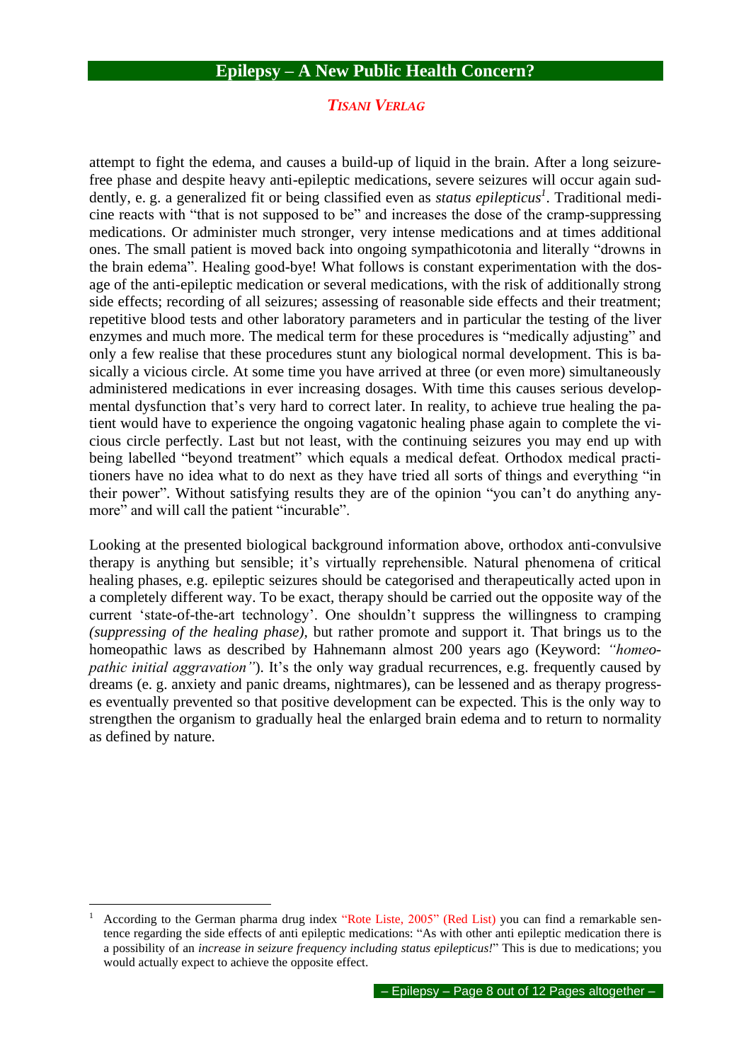attempt to fight the edema, and causes a build-up of liquid in the brain. After a long seizure-free phase and despite heavy anti-epileptic medications, severe seizures will occur again suddenly, e. g. a generalized fit or being classified even as *status epilepticus*[1]. Traditional medicine reacts with "that is not supposed to be" and increases the dose of the cramp-suppressing medications. Or administer much stronger, very intense medications and at times additional ones. The small patient is moved back into ongoing sympathicotonia and literally "drowns in the brain edema". Healing good-bye! What follows is constant experimentation with the dosage of the anti-epileptic medication or several medications, with the risk of additionally strong side effects; recording of all seizures; assessing of reasonable side effects and their treatment; repetitive blood tests and other laboratory parameters and in particular the testing of the liver enzymes and much more. The medical term for these procedures is "medically adjusting" and only a few realise that these procedures stunt any biological normal development. This is basically a vicious circle. At some time you have arrived at three (or even more) simultaneously administered medications in ever increasing dosages. With time this causes serious developmental dysfunction that's very hard to correct later. In reality, to achieve true healing the patient would have to experience the ongoing vagatonic healing phase again to complete the vicious circle perfectly. Last but not least, with the continuing seizures you may end up with being labelled "beyond treatment" which equals a medical defeat. Orthodox medical practitioners have no idea what to do next as they have tried all sorts of things and everything "in their power". Without satisfying results they are of the opinion "you can't do anything anymore" and will call the patient "incurable".

Looking at the presented biological background information above, orthodox anti-convulsive therapy is anything but sensible; it's virtually reprehensible. Natural phenomena of critical healing phases, e.g. epileptic seizures should be categorised and therapeutically acted upon in a completely different way. To be exact, therapy should be carried out the opposite way of the current 'state-of-the-art technology'. One shouldn't suppress the willingness to cramping *(suppressing of the healing phase)*, but rather promote and support it. That brings us to the homeopathic laws as described by Hahnemann almost 200 years ago (Keyword: *"homeopathic initial aggravation"*). It's the only way gradual recurrences, e.g. frequently caused by dreams (e. g. anxiety and panic dreams, nightmares), can be lessened and as therapy progresses eventually prevented so that positive development can be expected. This is the only way to strengthen the organism to gradually heal the enlarged brain edema and to return to normality as defined by nature.

---

[1] According to the German pharma drug index "Rote Liste, 2005" (Red List) you can find a remarkable sentence regarding the side effects of anti epileptic medications: "As with other anti epileptic medication there is a possibility of an *increase in seizure frequency including status epilepticus!*" This is due to medications; you would actually expect to achieve the opposite effect.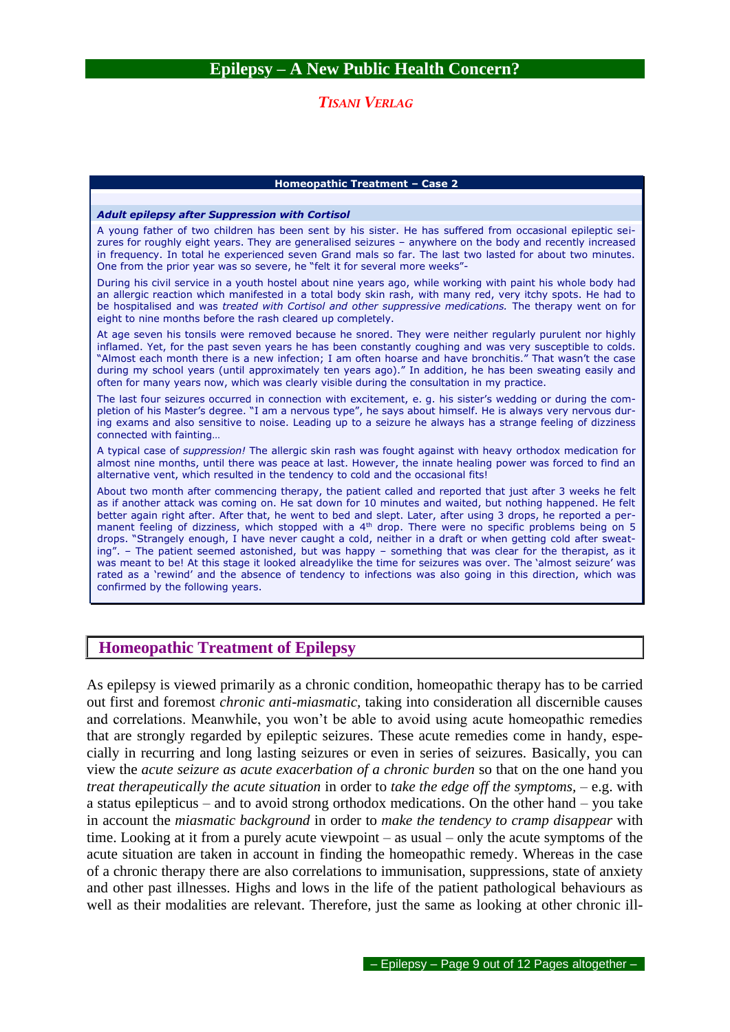## Homeopathic Treatment – Case 2

### *Adult epilepsy after Suppression with Cortisol*

A young father of two children has been sent by his sister. He has suffered from occasional epileptic seizures for roughly eight years. They are generalised seizures – anywhere on the body and recently increased in frequency. In total he experienced seven Grand mals so far. The last two lasted for about two minutes. One from the prior year was so severe, he "felt it for several more weeks"-

During his civil service in a youth hostel about nine years ago, while working with paint his whole body had an allergic reaction which manifested in a total body skin rash, with many red, very itchy spots. He had to be hospitalised and was *treated with Cortisol and other suppressive medications.* The therapy went on for eight to nine months before the rash cleared up completely.

At age seven his tonsils were removed because he snored. They were neither regularly purulent nor highly inflamed. Yet, for the past seven years he has been constantly coughing and was very susceptible to colds. "Almost each month there is a new infection; I am often hoarse and have bronchitis." That wasn't the case during my school years (until approximately ten years ago)." In addition, he has been sweating easily and often for many years now, which was clearly visible during the consultation in my practice.

The last four seizures occurred in connection with excitement, e. g. his sister's wedding or during the completion of his Master's degree. "I am a nervous type", he says about himself. He is always very nervous during exams and also sensitive to noise. Leading up to a seizure he always has a strange feeling of dizziness connected with fainting…

A typical case of *suppression!* The allergic skin rash was fought against with heavy orthodox medication for almost nine months, until there was peace at last. However, the innate healing power was forced to find an alternative vent, which resulted in the tendency to cold and the occasional fits!

About two month after commencing therapy, the patient called and reported that just after 3 weeks he felt as if another attack was coming on. He sat down for 10 minutes and waited, but nothing happened. He felt better again right after. After that, he went to bed and slept. Later, after using 3 drops, he reported a permanent feeling of dizziness, which stopped with a 4th drop. There were no specific problems being on 5 drops. "Strangely enough, I have never caught a cold, neither in a draft or when getting cold after sweating". – The patient seemed astonished, but was happy – something that was clear for the therapist, as it was meant to be! At this stage it looked alreadylike the time for seizures was over. The 'almost seizure' was rated as a 'rewind' and the absence of tendency to infections was also going in this direction, which was confirmed by the following years.

## Homeopathic Treatment of Epilepsy

As epilepsy is viewed primarily as a chronic condition, homeopathic therapy has to be carried out first and foremost *chronic anti-miasmatic*, taking into consideration all discernible causes and correlations. Meanwhile, you won't be able to avoid using acute homeopathic remedies that are strongly regarded by epileptic seizures. These acute remedies come in handy, especially in recurring and long lasting seizures or even in series of seizures. Basically, you can view the *acute seizure as acute exacerbation of a chronic burden* so that on the one hand you *treat therapeutically the acute situation* in order to *take the edge off the symptoms*, – e.g. with a status epilepticus – and to avoid strong orthodox medications. On the other hand – you take in account the *miasmatic background* in order to *make the tendency to cramp disappear* with time. Looking at it from a purely acute viewpoint – as usual – only the acute symptoms of the acute situation are taken in account in finding the homeopathic remedy. Whereas in the case of a chronic therapy there are also correlations to immunisation, suppressions, state of anxiety and other past illnesses. Highs and lows in the life of the patient pathological behaviours as well as their modalities are relevant. Therefore, just the same as looking at other chronic ill-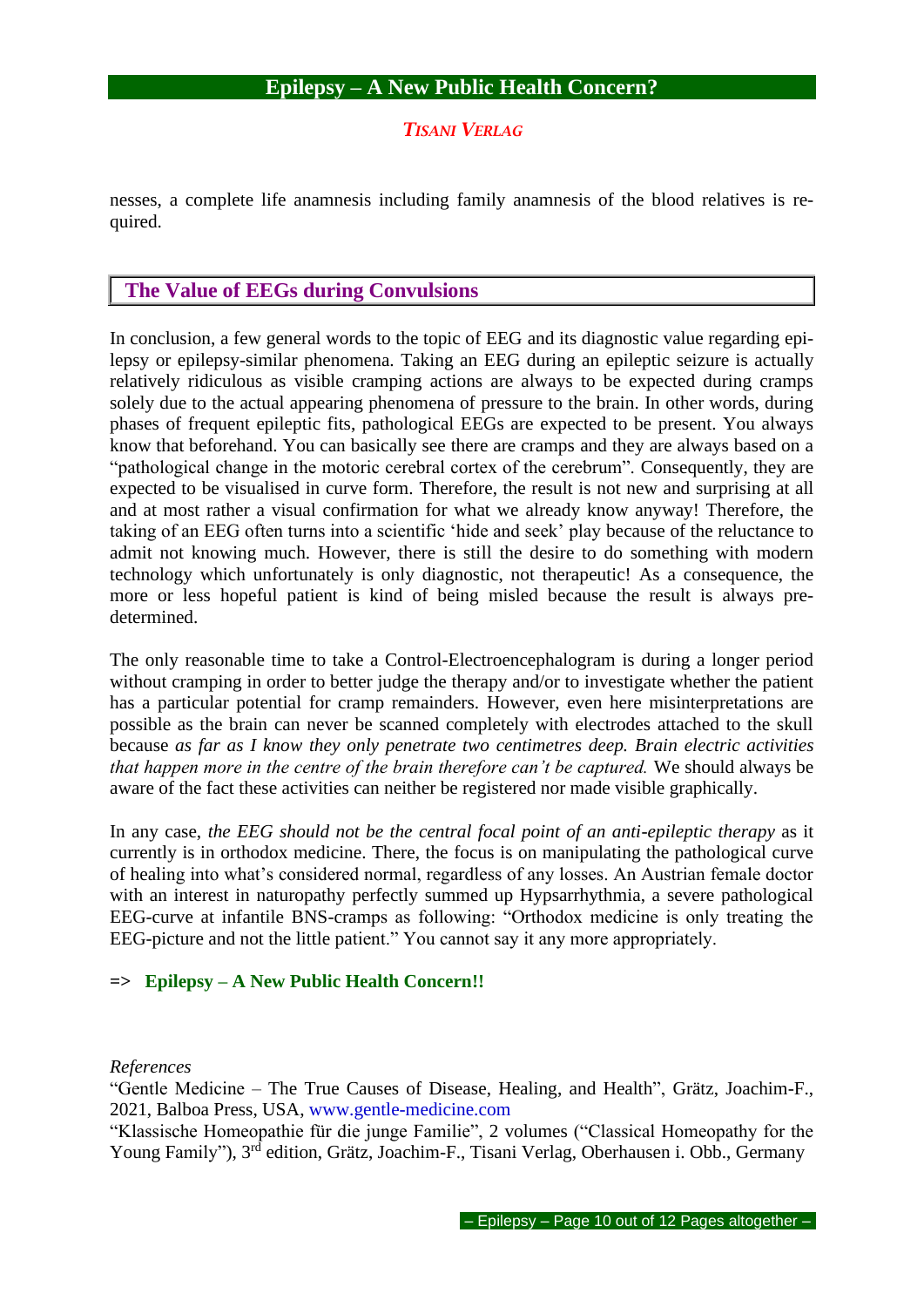nesses, a complete life anamnesis including family anamnesis of the blood relatives is required.

## The Value of EEGs during Convulsions

In conclusion, a few general words to the topic of EEG and its diagnostic value regarding epilepsy or epilepsy-similar phenomena. Taking an EEG during an epileptic seizure is actually relatively ridiculous as visible cramping actions are always to be expected during cramps solely due to the actual appearing phenomena of pressure to the brain. In other words, during phases of frequent epileptic fits, pathological EEGs are expected to be present. You always know that beforehand. You can basically see there are cramps and they are always based on a "pathological change in the motoric cerebral cortex of the cerebrum". Consequently, they are expected to be visualised in curve form. Therefore, the result is not new and surprising at all and at most rather a visual confirmation for what we already know anyway! Therefore, the taking of an EEG often turns into a scientific 'hide and seek' play because of the reluctance to admit not knowing much. However, there is still the desire to do something with modern technology which unfortunately is only diagnostic, not therapeutic! As a consequence, the more or less hopeful patient is kind of being misled because the result is always predetermined.

The only reasonable time to take a Control-Electroencephalogram is during a longer period without cramping in order to better judge the therapy and/or to investigate whether the patient has a particular potential for cramp remainders. However, even here misinterpretations are possible as the brain can never be scanned completely with electrodes attached to the skull because *as far as I know they only penetrate two centimetres deep. Brain electric activities that happen more in the centre of the brain therefore can't be captured.* We should always be aware of the fact these activities can neither be registered nor made visible graphically.

In any case, *the EEG should not be the central focal point of an anti-epileptic therapy* as it currently is in orthodox medicine. There, the focus is on manipulating the pathological curve of healing into what's considered normal, regardless of any losses. An Austrian female doctor with an interest in naturopathy perfectly summed up Hypsarrhythmia, a severe pathological EEG-curve at infantile BNS-cramps as following: "Orthodox medicine is only treating the EEG-picture and not the little patient." You cannot say it any more appropriately.

=> **Epilepsy – A New Public Health Concern!!**

*References*

"Gentle Medicine – The True Causes of Disease, Healing, and Health", Grätz, Joachim-F., 2021, Balboa Press, USA, www.gentle-medicine.com

"Klassische Homeopathie für die junge Familie", 2 volumes ("Classical Homeopathy for the Young Family"), 3rd edition, Grätz, Joachim-F., Tisani Verlag, Oberhausen i. Obb., Germany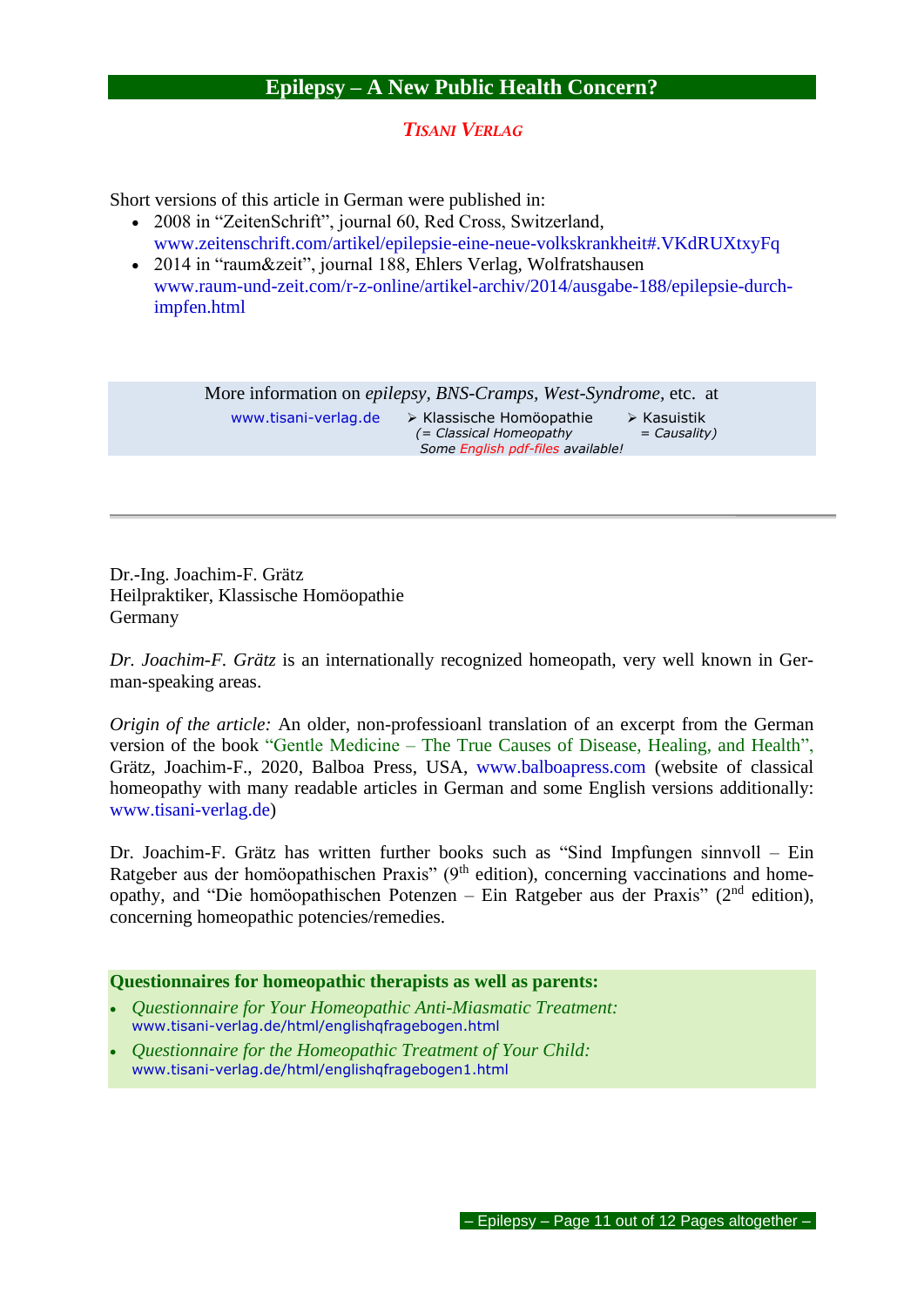## Epilepsy – A New Public Health Concern?

***Tisani Verlag***

Short versions of this article in German were published in:

- 2008 in "ZeitenSchrift", journal 60, Red Cross, Switzerland, www.zeitenschrift.com/artikel/epilepsie-eine-neue-volkskrankheit#.VKdRUXtxyFq
- 2014 in "raum&zeit", journal 188, Ehlers Verlag, Wolfratshausen www.raum-und-zeit.com/r-z-online/artikel-archiv/2014/ausgabe-188/epilepsie-durch-impfen.html

More information on *epilepsy*, *BNS-Cramps*, *West-Syndrome*, etc. at

www.tisani-verlag.de ➢ Klassische Homöopathie *(= Classical Homeopathy* ➢ Kasuistik *= Causality)*
*Some English pdf-files available!*

---

Dr.-Ing. Joachim-F. Grätz
Heilpraktiker, Klassische Homöopathie
Germany

*Dr. Joachim-F. Grätz* is an internationally recognized homeopath, very well known in German-speaking areas.

*Origin of the article:* An older, non-professioanl translation of an excerpt from the German version of the book "Gentle Medicine – The True Causes of Disease, Healing, and Health", Grätz, Joachim-F., 2020, Balboa Press, USA, www.balboapress.com (website of classical homeopathy with many readable articles in German and some English versions additionally: www.tisani-verlag.de)

Dr. Joachim-F. Grätz has written further books such as "Sind Impfungen sinnvoll – Ein Ratgeber aus der homöopathischen Praxis" (9th edition), concerning vaccinations and homeopathy, and "Die homöopathischen Potenzen – Ein Ratgeber aus der Praxis" (2nd edition), concerning homeopathic potencies/remedies.

**Questionnaires for homeopathic therapists as well as parents:**

- *Questionnaire for Your Homeopathic Anti-Miasmatic Treatment:* www.tisani-verlag.de/html/englishqfragebogen.html
- *Questionnaire for the Homeopathic Treatment of Your Child:* www.tisani-verlag.de/html/englishqfragebogen1.html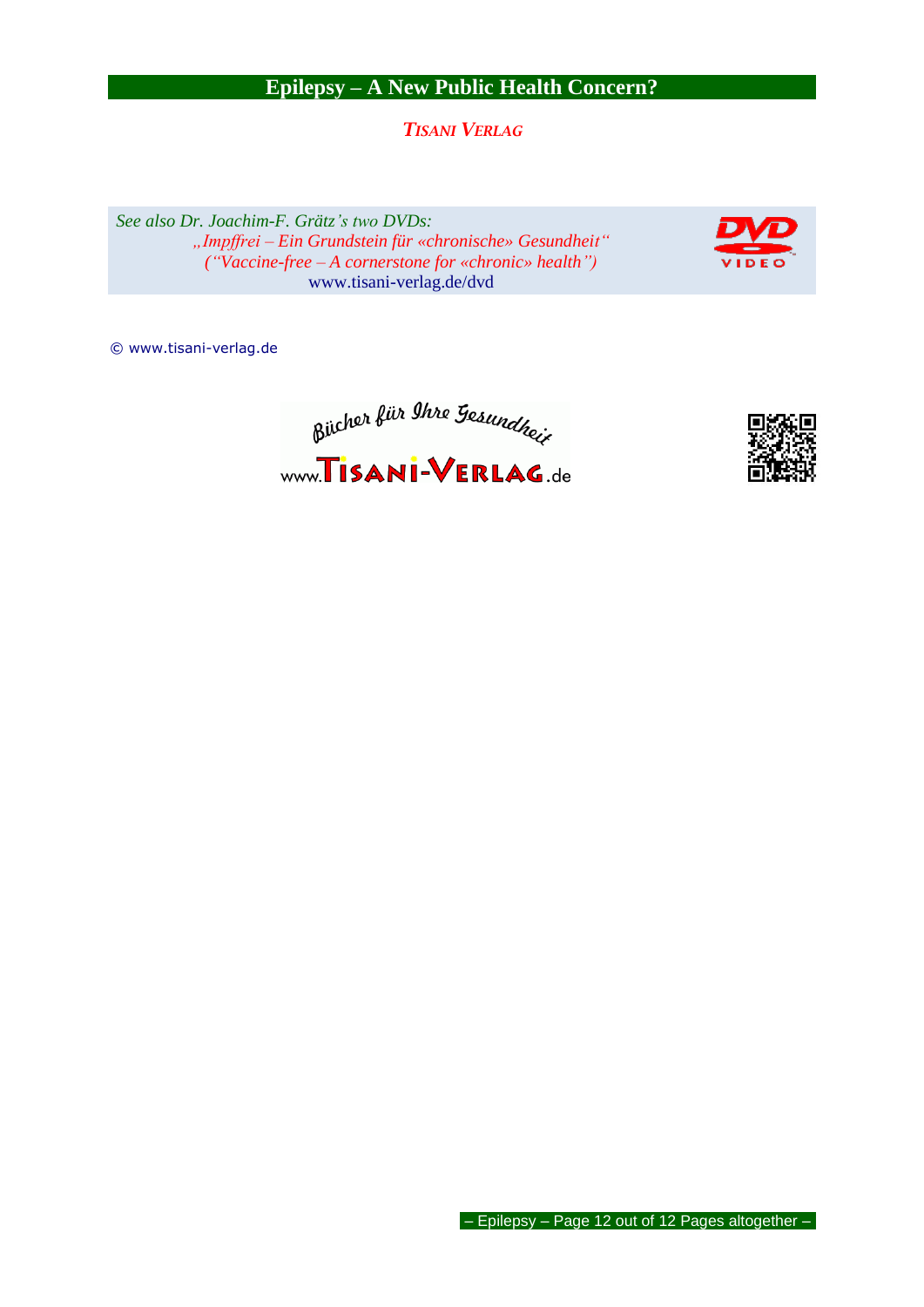# Epilepsy – A New Public Health Concern?

***TISANI VERLAG***

*See also Dr. Joachim-F. Grätz's two DVDs:*
*„Impffrei – Ein Grundstein für «chronische» Gesundheit"*
*("Vaccine-free – A cornerstone for «chronic» health")*
www.tisani-verlag.de/dvd

© www.tisani-verlag.de

Bücher für Ihre Gesundheit
www.TISANI-VERLAG.de